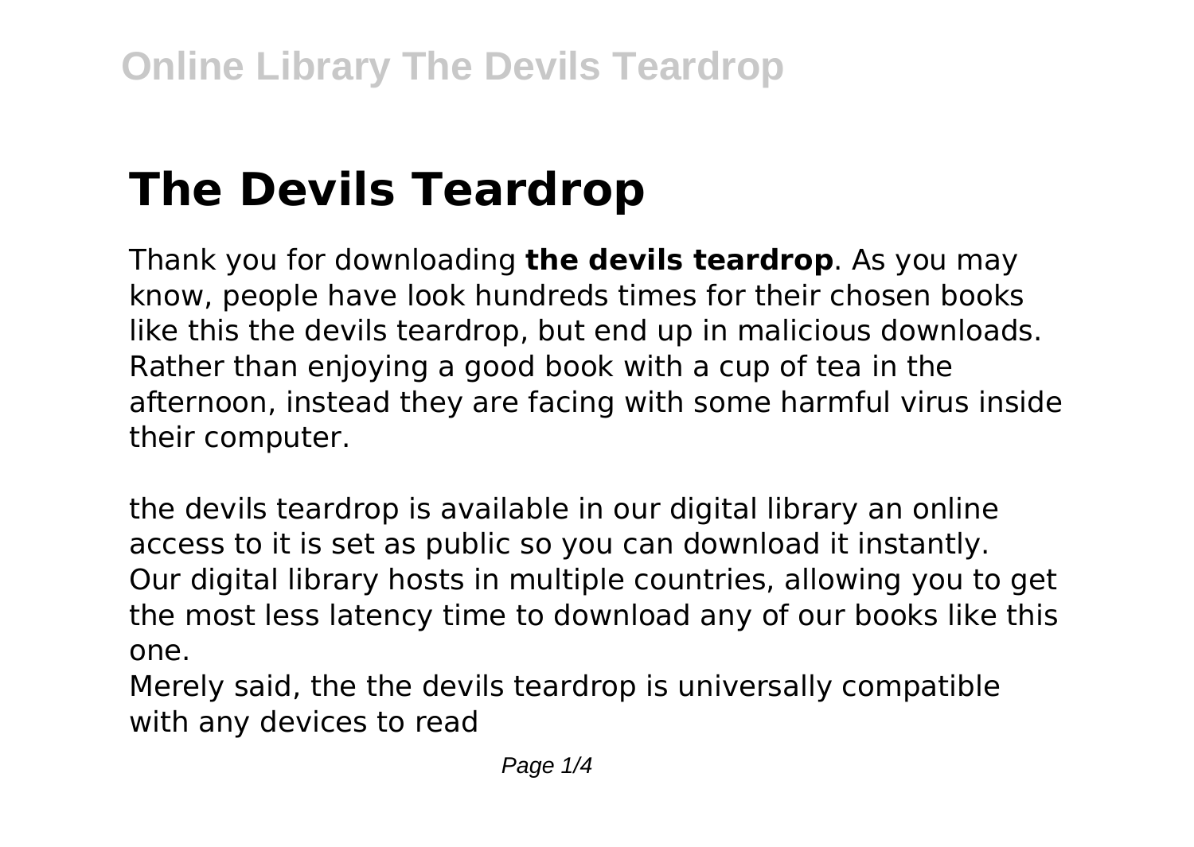# The Devils Teardrop

Thank you for downloading **the devils teardrop**. As you may know, people have look hundreds times for their chosen books like this the devils teardrop, but end up in malicious downloads. Rather than enjoying a good book with a cup of tea in the afternoon, instead they are facing with some harmful virus inside their computer.

the devils teardrop is available in our digital library an online access to it is set as public so you can download it instantly. Our digital library hosts in multiple countries, allowing you to get the most less latency time to download any of our books like this one.
Merely said, the the devils teardrop is universally compatible with any devices to read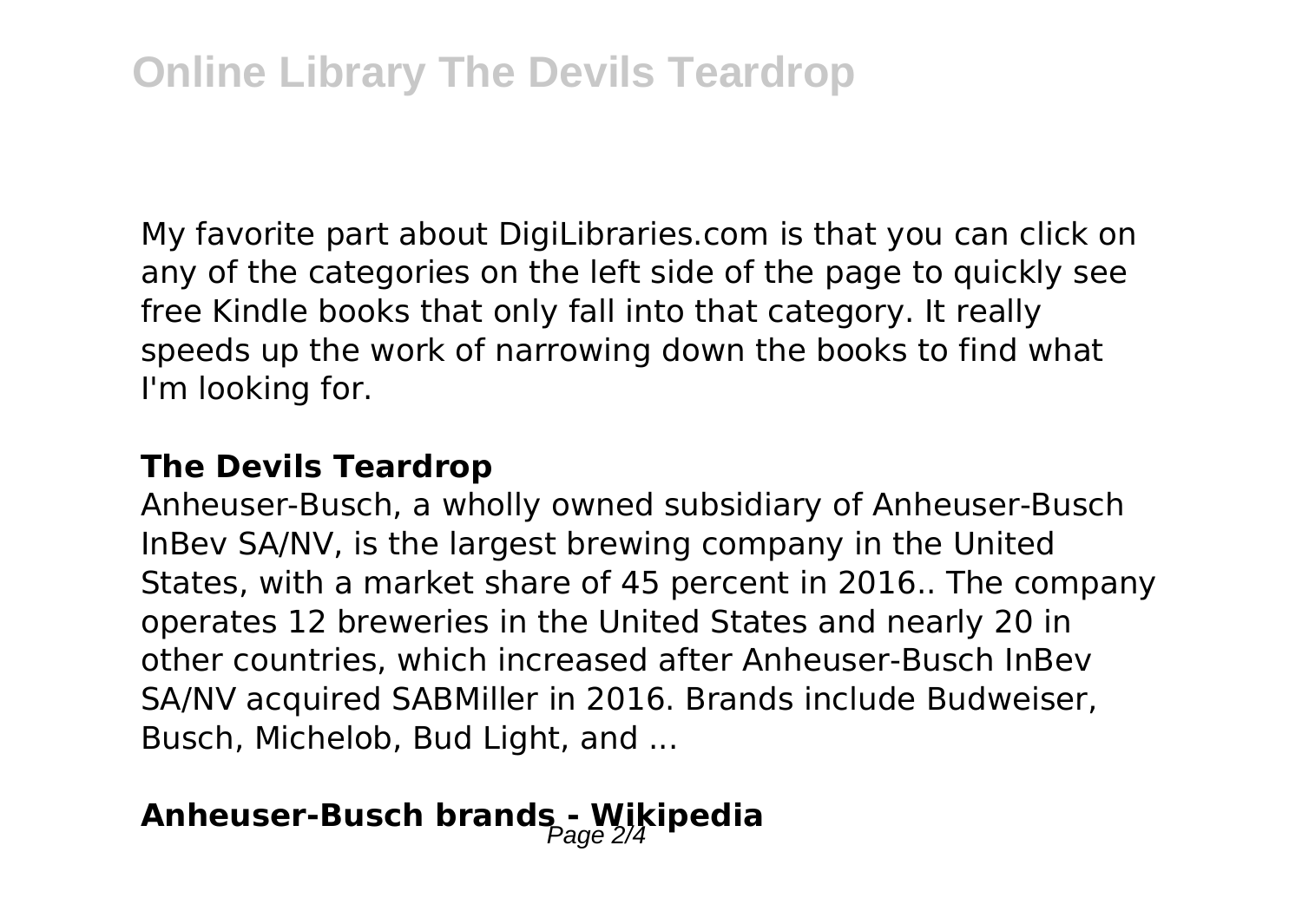My favorite part about DigiLibraries.com is that you can click on any of the categories on the left side of the page to quickly see free Kindle books that only fall into that category. It really speeds up the work of narrowing down the books to find what I'm looking for.

**The Devils Teardrop**

Anheuser-Busch, a wholly owned subsidiary of Anheuser-Busch InBev SA/NV, is the largest brewing company in the United States, with a market share of 45 percent in 2016.. The company operates 12 breweries in the United States and nearly 20 in other countries, which increased after Anheuser-Busch InBev SA/NV acquired SABMiller in 2016. Brands include Budweiser, Busch, Michelob, Bud Light, and ...

## Anheuser-Busch brands - Wikipedia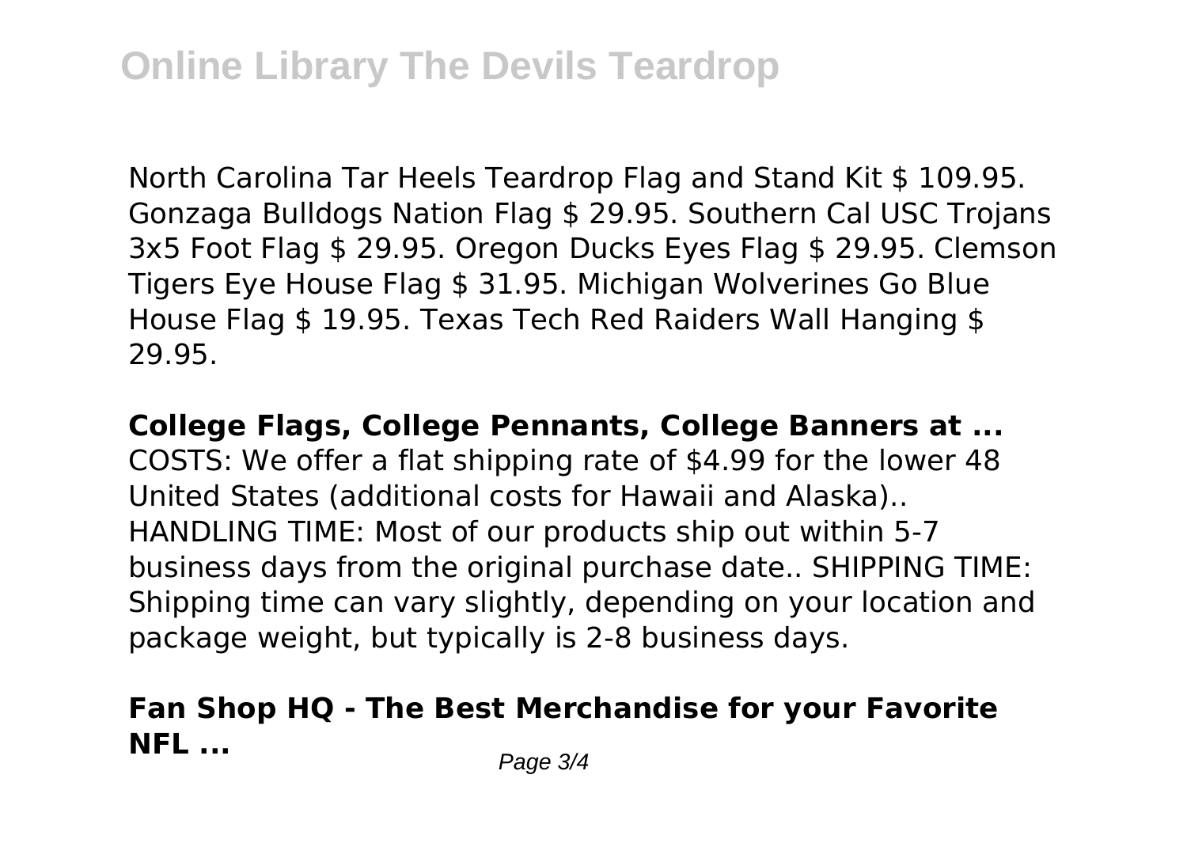North Carolina Tar Heels Teardrop Flag and Stand Kit $ 109.95. Gonzaga Bulldogs Nation Flag $ 29.95. Southern Cal USC Trojans 3x5 Foot Flag $ 29.95. Oregon Ducks Eyes Flag $ 29.95. Clemson Tigers Eye House Flag $ 31.95. Michigan Wolverines Go Blue House Flag $ 19.95. Texas Tech Red Raiders Wall Hanging $ 29.95.

**College Flags, College Pennants, College Banners at ...**

COSTS: We offer a flat shipping rate of $4.99 for the lower 48 United States (additional costs for Hawaii and Alaska).. HANDLING TIME: Most of our products ship out within 5-7 business days from the original purchase date.. SHIPPING TIME: Shipping time can vary slightly, depending on your location and package weight, but typically is 2-8 business days.

## Fan Shop HQ - The Best Merchandise for your Favorite NFL ...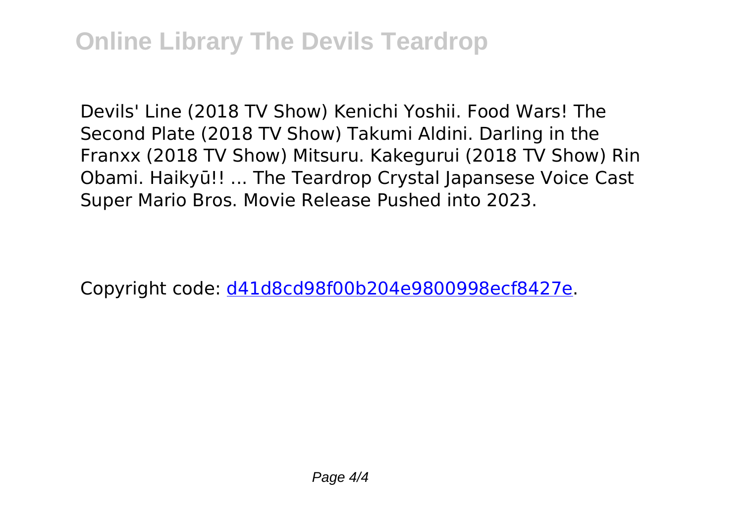Devils' Line (2018 TV Show) Kenichi Yoshii. Food Wars! The Second Plate (2018 TV Show) Takumi Aldini. Darling in the Franxx (2018 TV Show) Mitsuru. Kakegurui (2018 TV Show) Rin Obami. Haikyū!! ... The Teardrop Crystal Japansese Voice Cast Super Mario Bros. Movie Release Pushed into 2023.

Copyright code: d41d8cd98f00b204e9800998ecf8427e.